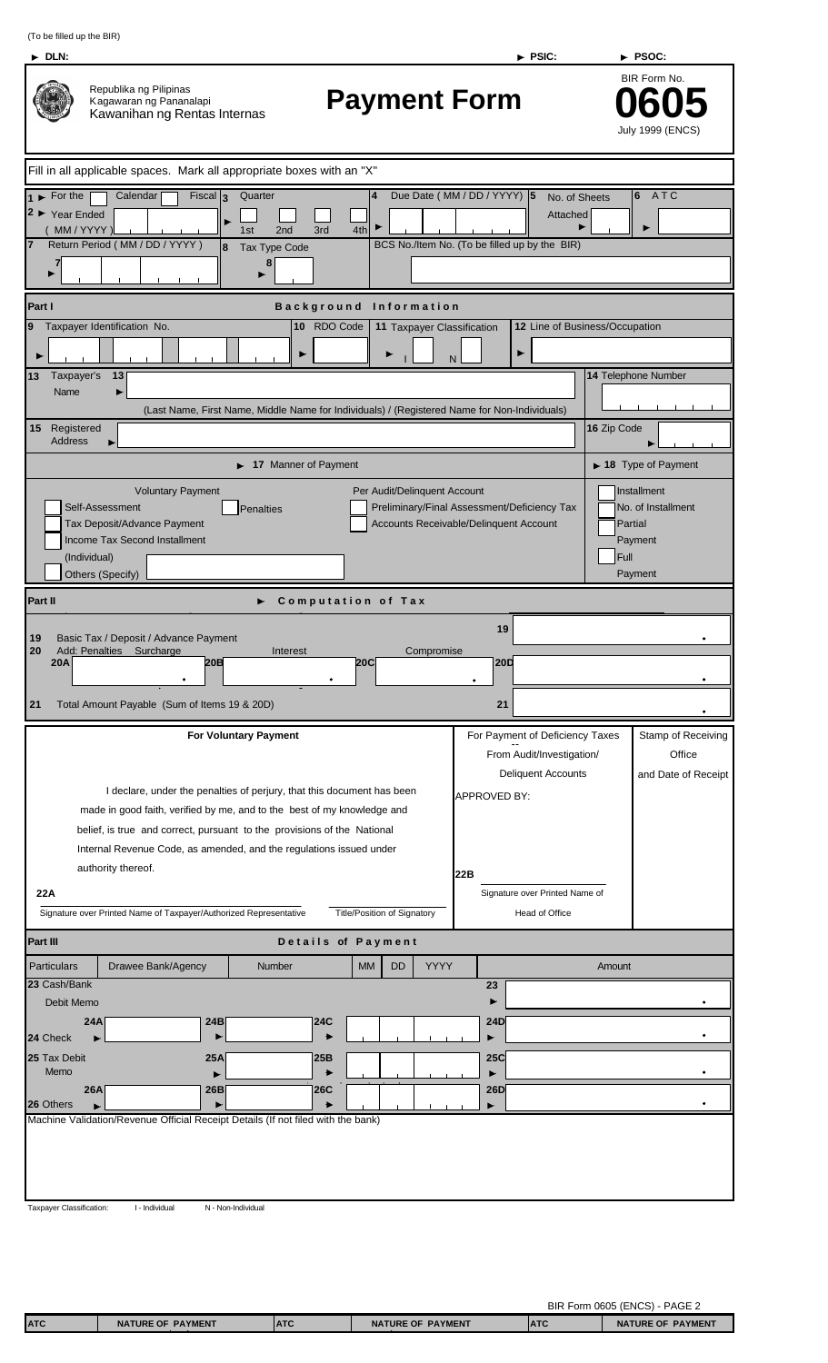(To be filled up the BIR)

► DLN: ► PSIC: ► PSOC:

Republika ng Pilipinas
Kagawaran ng Pananalapi
Kawanihan ng Rentas Internas

# Payment Form

BIR Form No.

# 0605

July 1999 (ENCS)

Fill in all applicable spaces. Mark all appropriate boxes with an "X"

1 ► For the Calendar Fiscal

2 ► Year Ended (MM / YYYY)

3 Quarter 1st 2nd 3rd 4th

4 Due Date (MM / DD / YYYY)

5 No. of Sheets Attached

6 ATC

7 Return Period (MM / DD / YYYY)

8 Tax Type Code

BCS No./Item No. (To be filled up by the BIR)

## Part I Background Information

9 Taxpayer Identification No.

10 RDO Code

11 Taxpayer Classification I N

12 Line of Business/Occupation

13 Taxpayer's Name

(Last Name, First Name, Middle Name for Individuals) / (Registered Name for Non-Individuals)

14 Telephone Number

15 Registered Address

16 Zip Code

► 17 Manner of Payment

► 18 Type of Payment

Voluntary Payment
- Self-Assessment
- Penalties
- Tax Deposit/Advance Payment
- Income Tax Second Installment (Individual)
- Others (Specify)

Per Audit/Delinquent Account
- Preliminary/Final Assessment/Deficiency Tax
- Accounts Receivable/Delinquent Account

- Installment — No. of Installment
- Partial Payment
- Full Payment

## Part II ► Computation of Tax

| | | | |
|---|---|---|---|
| 19 | Basic Tax / Deposit / Advance Payment | 19 | |
| 20 | Add: Penalties — Surcharge 20A — Interest 20B — Compromise 20C | 20D | |
| 21 | Total Amount Payable (Sum of Items 19 & 20D) | 21 | |

**For Voluntary Payment**

I declare, under the penalties of perjury, that this document has been made in good faith, verified by me, and to the best of my knowledge and belief, is true and correct, pursuant to the provisions of the National Internal Revenue Code, as amended, and the regulations issued under authority thereof.

22A

Signature over Printed Name of Taxpayer/Authorized Representative — Title/Position of Signatory

For Payment of Deficiency Taxes -- From Audit/Investigation/ Deliquent Accounts

APPROVED BY:

22B

Signature over Printed Name of Head of Office

Stamp of Receiving Office and Date of Receipt

## Part III Details of Payment

| Particulars | Drawee Bank/Agency | Number | MM | DD | YYYY | | Amount |
|---|---|---|---|---|---|---|---|
| 23 Cash/Bank Debit Memo | | | | | | 23 | |
| 24 Check | 24A | 24B | 24C | | | 24D | |
| 25 Tax Debit Memo | | 25A | 25B | | | 25C | |
| 26 Others | 26A | 26B | 26C | | | 26D | |

Machine Validation/Revenue Official Receipt Details (If not filed with the bank)

Taxpayer Classification: I - Individual N - Non-Individual

BIR Form 0605 (ENCS) - PAGE 2

| ATC | NATURE OF PAYMENT | ATC | NATURE OF PAYMENT | ATC | NATURE OF PAYMENT |
|---|---|---|---|---|---|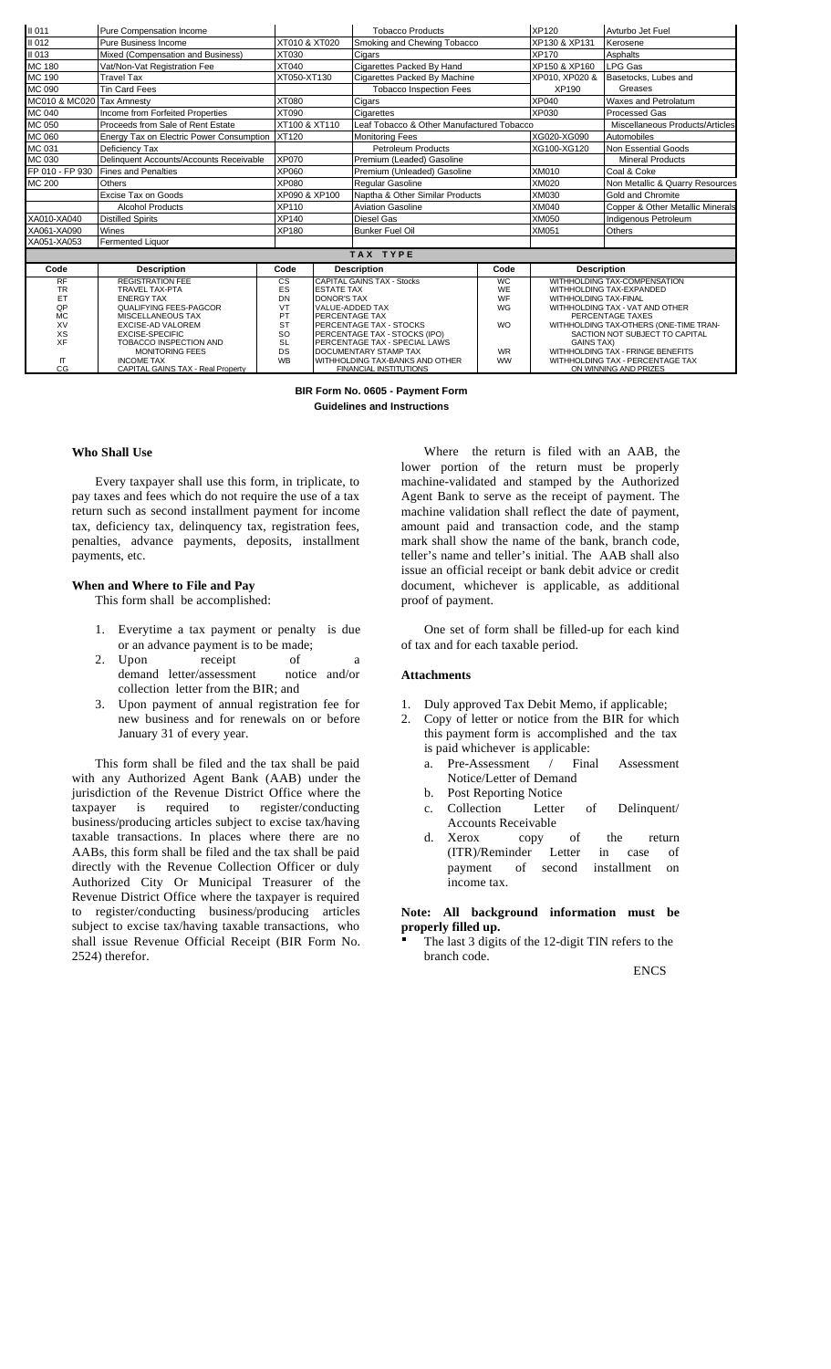| | | | | | |
|---|---|---|---|---|---|
| II 011 | Pure Compensation Income | | Tobacco Products | XP120 | Avturbo Jet Fuel |
| II 012 | Pure Business Income | XT010 & XT020 | Smoking and Chewing Tobacco | XP130 & XP131 | Kerosene |
| II 013 | Mixed (Compensation and Business) | XT030 | Cigars | XP170 | Asphalts |
| MC 180 | Vat/Non-Vat Registration Fee | XT040 | Cigarettes Packed By Hand | XP150 & XP160 | LPG Gas |
| MC 190 | Travel Tax | XT050-XT130 | Cigarettes Packed By Machine | XP010, XP020 & XP190 | Basetocks, Lubes and Greases |
| MC 090 | Tin Card Fees | | Tobacco Inspection Fees | | |
| MC010 & MC020 | Tax Amnesty | XT080 | Cigars | XP040 | Waxes and Petrolatum |
| MC 040 | Income from Forfeited Properties | XT090 | Cigarettes | XP030 | Processed Gas |
| MC 050 | Proceeds from Sale of Rent Estate | XT100 & XT110 | Leaf Tobacco & Other Manufactured Tobacco | | Miscellaneous Products/Articles |
| MC 060 | Energy Tax on Electric Power Consumption | XT120 | Monitoring Fees | XG020-XG090 | Automobiles |
| MC 031 | Deficiency Tax | | Petroleum Products | XG100-XG120 | Non Essential Goods |
| MC 030 | Delinquent Accounts/Accounts Receivable | XP070 | Premium (Leaded) Gasoline | | Mineral Products |
| FP 010 - FP 930 | Fines and Penalties | XP060 | Premium (Unleaded) Gasoline | XM010 | Coal & Coke |
| MC 200 | Others | XP080 | Regular Gasoline | XM020 | Non Metallic & Quarry Resources |
| | Excise Tax on Goods | XP090 & XP100 | Naptha & Other Similar Products | XM030 | Gold and Chromite |
| | Alcohol Products | XP110 | Aviation Gasoline | XM040 | Copper & Other Metallic Minerals |
| XA010-XA040 | Distilled Spirits | XP140 | Diesel Gas | XM050 | Indigenous Petroleum |
| XA061-XA090 | Wines | XP180 | Bunker Fuel Oil | XM051 | Others |
| XA051-XA053 | Fermented Liquor | | | | |

**TAX TYPE**

| Code | Description | Code | Description | Code | Description |
|---|---|---|---|---|---|
| RF | REGISTRATION FEE | CS | CAPITAL GAINS TAX - Stocks | WC | WITHHOLDING TAX-COMPENSATION |
| TR | TRAVEL TAX-PTA | ES | ESTATE TAX | WE | WITHHOLDING TAX-EXPANDED |
| ET | ENERGY TAX | DN | DONOR'S TAX | WF | WITHHOLDING TAX-FINAL |
| QP | QUALIFYING FEES-PAGCOR | VT | VALUE-ADDED TAX | WG | WITHHOLDING TAX - VAT AND OTHER PERCENTAGE TAXES |
| MC | MISCELLANEOUS TAX | PT | PERCENTAGE TAX | | |
| XV | EXCISE-AD VALOREM | ST | PERCENTAGE TAX - STOCKS | WO | WITHHOLDING TAX-OTHERS (ONE-TIME TRANSACTION NOT SUBJECT TO CAPITAL GAINS TAX) |
| XS | EXCISE-SPECIFIC | SO | PERCENTAGE TAX - STOCKS (IPO) | | |
| XF | TOBACCO INSPECTION AND MONITORING FEES | SL | PERCENTAGE TAX - SPECIAL LAWS | | |
| | | DS | DOCUMENTARY STAMP TAX | WR | WITHHOLDING TAX - FRINGE BENEFITS |
| IT | INCOME TAX | WB | WITHHOLDING TAX-BANKS AND OTHER FINANCIAL INSTITUTIONS | WW | WITHHOLDING TAX - PERCENTAGE TAX ON WINNING AND PRIZES |
| CG | CAPITAL GAINS TAX - Real Property | | | | |

**BIR Form No. 0605 - Payment Form**
**Guidelines and Instructions**

**Who Shall Use**

Every taxpayer shall use this form, in triplicate, to pay taxes and fees which do not require the use of a tax return such as second installment payment for income tax, deficiency tax, delinquency tax, registration fees, penalties, advance payments, deposits, installment payments, etc.

**When and Where to File and Pay**

This form shall be accomplished:

1. Everytime a tax payment or penalty is due or an advance payment is to be made;
2. Upon receipt of a demand letter/assessment notice and/or collection letter from the BIR; and
3. Upon payment of annual registration fee for new business and for renewals on or before January 31 of every year.

This form shall be filed and the tax shall be paid with any Authorized Agent Bank (AAB) under the jurisdiction of the Revenue District Office where the taxpayer is required to register/conducting business/producing articles subject to excise tax/having taxable transactions. In places where there are no AABs, this form shall be filed and the tax shall be paid directly with the Revenue Collection Officer or duly Authorized City Or Municipal Treasurer of the Revenue District Office where the taxpayer is required to register/conducting business/producing articles subject to excise tax/having taxable transactions, who shall issue Revenue Official Receipt (BIR Form No. 2524) therefor.

Where the return is filed with an AAB, the lower portion of the return must be properly machine-validated and stamped by the Authorized Agent Bank to serve as the receipt of payment. The machine validation shall reflect the date of payment, amount paid and transaction code, and the stamp mark shall show the name of the bank, branch code, teller's name and teller's initial. The AAB shall also issue an official receipt or bank debit advice or credit document, whichever is applicable, as additional proof of payment.

One set of form shall be filled-up for each kind of tax and for each taxable period.

**Attachments**

1. Duly approved Tax Debit Memo, if applicable;
2. Copy of letter or notice from the BIR for which this payment form is accomplished and the tax is paid whichever is applicable:
   a. Pre-Assessment / Final Assessment Notice/Letter of Demand
   b. Post Reporting Notice
   c. Collection Letter of Delinquent/ Accounts Receivable
   d. Xerox copy of the return (ITR)/Reminder Letter in case of payment of second installment on income tax.

**Note: All background information must be properly filled up.**

- The last 3 digits of the 12-digit TIN refers to the branch code.

ENCS